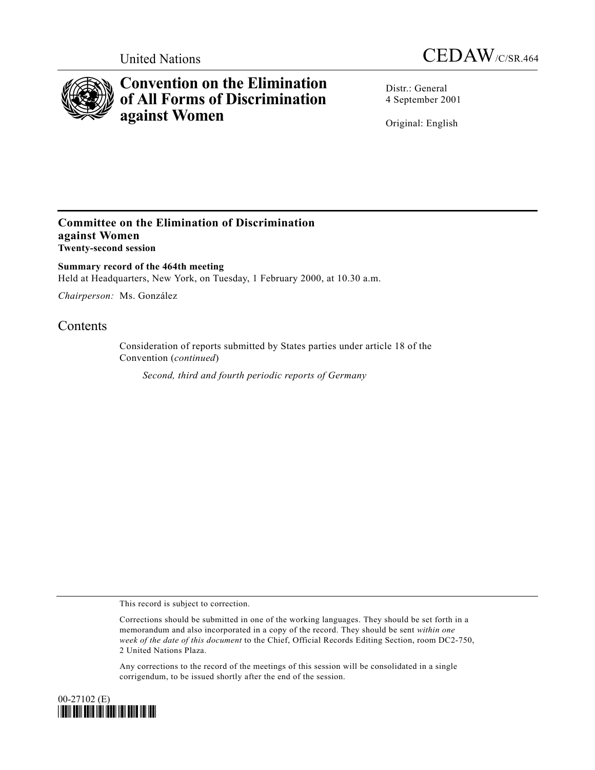United Nations

CEDAW/C/SR.464

# Convention on the Elimination of All Forms of Discrimination against Women

Distr.: General
4 September 2001

Original: English

## Committee on the Elimination of Discrimination against Women
**Twenty-second session**

**Summary record of the 464th meeting**
Held at Headquarters, New York, on Tuesday, 1 February 2000, at 10.30 a.m.

*Chairperson:* Ms. González

## Contents

Consideration of reports submitted by States parties under article 18 of the Convention (*continued*)

*Second, third and fourth periodic reports of Germany*

This record is subject to correction.

Corrections should be submitted in one of the working languages. They should be set forth in a memorandum and also incorporated in a copy of the record. They should be sent *within one week of the date of this document* to the Chief, Official Records Editing Section, room DC2-750, 2 United Nations Plaza.

Any corrections to the record of the meetings of this session will be consolidated in a single corrigendum, to be issued shortly after the end of the session.

00-27102 (E)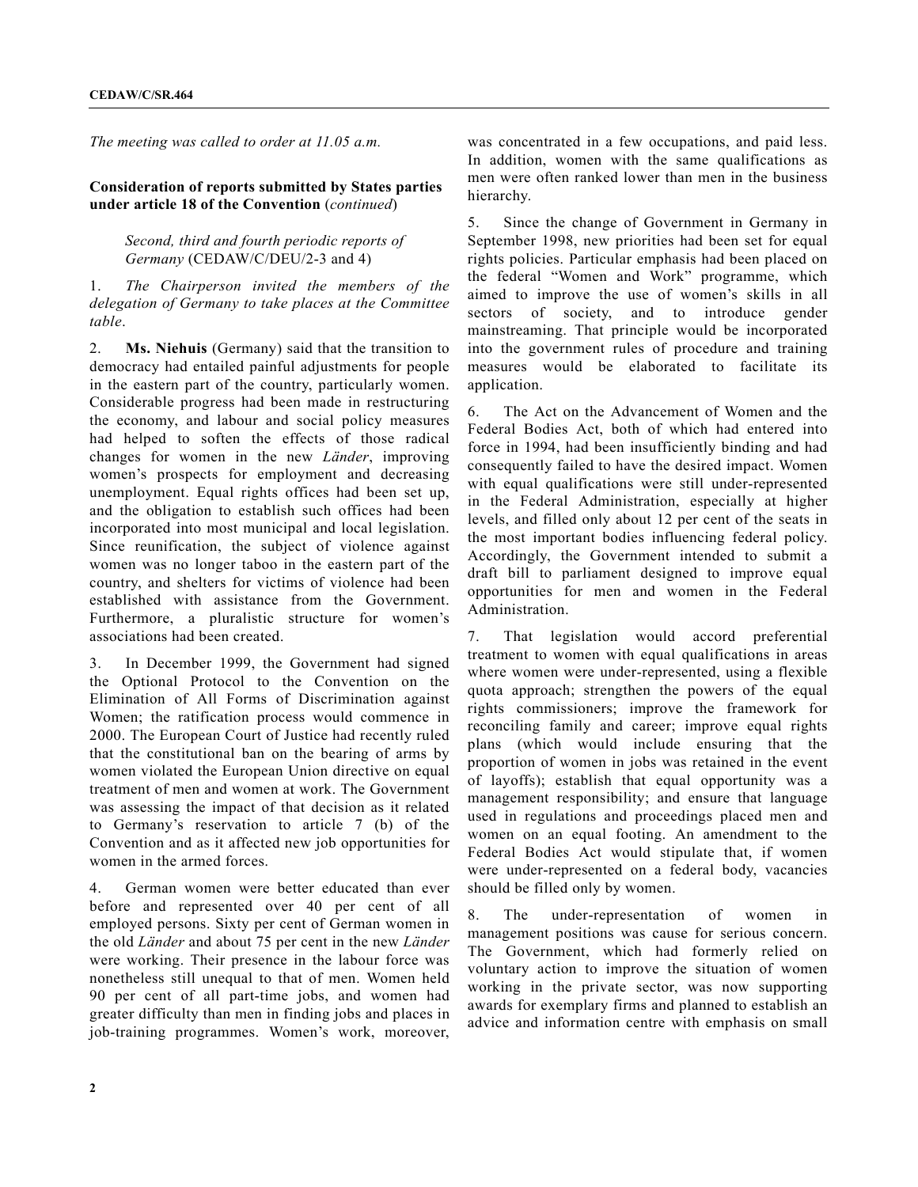*The meeting was called to order at 11.05 a.m.*

**Consideration of reports submitted by States parties under article 18 of the Convention** (*continued*)

*Second, third and fourth periodic reports of Germany* (CEDAW/C/DEU/2-3 and 4)

1. *The Chairperson invited the members of the delegation of Germany to take places at the Committee table*.

2. **Ms. Niehuis** (Germany) said that the transition to democracy had entailed painful adjustments for people in the eastern part of the country, particularly women. Considerable progress had been made in restructuring the economy, and labour and social policy measures had helped to soften the effects of those radical changes for women in the new *Länder*, improving women's prospects for employment and decreasing unemployment. Equal rights offices had been set up, and the obligation to establish such offices had been incorporated into most municipal and local legislation. Since reunification, the subject of violence against women was no longer taboo in the eastern part of the country, and shelters for victims of violence had been established with assistance from the Government. Furthermore, a pluralistic structure for women's associations had been created.

3. In December 1999, the Government had signed the Optional Protocol to the Convention on the Elimination of All Forms of Discrimination against Women; the ratification process would commence in 2000. The European Court of Justice had recently ruled that the constitutional ban on the bearing of arms by women violated the European Union directive on equal treatment of men and women at work. The Government was assessing the impact of that decision as it related to Germany's reservation to article 7 (b) of the Convention and as it affected new job opportunities for women in the armed forces.

4. German women were better educated than ever before and represented over 40 per cent of all employed persons. Sixty per cent of German women in the old *Länder* and about 75 per cent in the new *Länder* were working. Their presence in the labour force was nonetheless still unequal to that of men. Women held 90 per cent of all part-time jobs, and women had greater difficulty than men in finding jobs and places in job-training programmes. Women's work, moreover, was concentrated in a few occupations, and paid less. In addition, women with the same qualifications as men were often ranked lower than men in the business hierarchy.

5. Since the change of Government in Germany in September 1998, new priorities had been set for equal rights policies. Particular emphasis had been placed on the federal "Women and Work" programme, which aimed to improve the use of women's skills in all sectors of society, and to introduce gender mainstreaming. That principle would be incorporated into the government rules of procedure and training measures would be elaborated to facilitate its application.

6. The Act on the Advancement of Women and the Federal Bodies Act, both of which had entered into force in 1994, had been insufficiently binding and had consequently failed to have the desired impact. Women with equal qualifications were still under-represented in the Federal Administration, especially at higher levels, and filled only about 12 per cent of the seats in the most important bodies influencing federal policy. Accordingly, the Government intended to submit a draft bill to parliament designed to improve equal opportunities for men and women in the Federal Administration.

7. That legislation would accord preferential treatment to women with equal qualifications in areas where women were under-represented, using a flexible quota approach; strengthen the powers of the equal rights commissioners; improve the framework for reconciling family and career; improve equal rights plans (which would include ensuring that the proportion of women in jobs was retained in the event of layoffs); establish that equal opportunity was a management responsibility; and ensure that language used in regulations and proceedings placed men and women on an equal footing. An amendment to the Federal Bodies Act would stipulate that, if women were under-represented on a federal body, vacancies should be filled only by women.

8. The under-representation of women in management positions was cause for serious concern. The Government, which had formerly relied on voluntary action to improve the situation of women working in the private sector, was now supporting awards for exemplary firms and planned to establish an advice and information centre with emphasis on small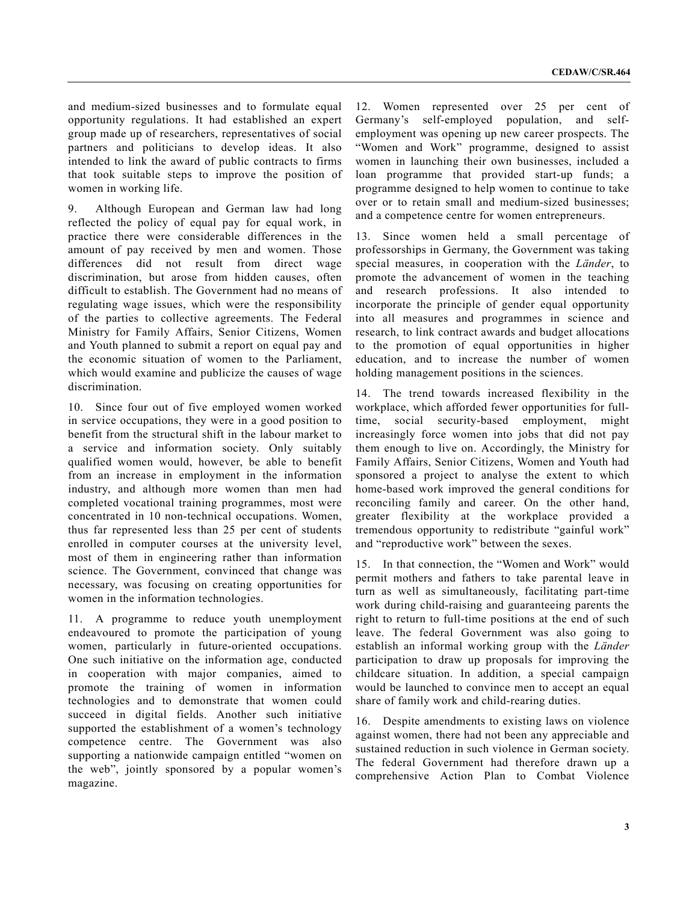and medium-sized businesses and to formulate equal opportunity regulations. It had established an expert group made up of researchers, representatives of social partners and politicians to develop ideas. It also intended to link the award of public contracts to firms that took suitable steps to improve the position of women in working life.

9. Although European and German law had long reflected the policy of equal pay for equal work, in practice there were considerable differences in the amount of pay received by men and women. Those differences did not result from direct wage discrimination, but arose from hidden causes, often difficult to establish. The Government had no means of regulating wage issues, which were the responsibility of the parties to collective agreements. The Federal Ministry for Family Affairs, Senior Citizens, Women and Youth planned to submit a report on equal pay and the economic situation of women to the Parliament, which would examine and publicize the causes of wage discrimination.

10. Since four out of five employed women worked in service occupations, they were in a good position to benefit from the structural shift in the labour market to a service and information society. Only suitably qualified women would, however, be able to benefit from an increase in employment in the information industry, and although more women than men had completed vocational training programmes, most were concentrated in 10 non-technical occupations. Women, thus far represented less than 25 per cent of students enrolled in computer courses at the university level, most of them in engineering rather than information science. The Government, convinced that change was necessary, was focusing on creating opportunities for women in the information technologies.

11. A programme to reduce youth unemployment endeavoured to promote the participation of young women, particularly in future-oriented occupations. One such initiative on the information age, conducted in cooperation with major companies, aimed to promote the training of women in information technologies and to demonstrate that women could succeed in digital fields. Another such initiative supported the establishment of a women's technology competence centre. The Government was also supporting a nationwide campaign entitled "women on the web", jointly sponsored by a popular women's magazine.

12. Women represented over 25 per cent of Germany's self-employed population, and self-employment was opening up new career prospects. The "Women and Work" programme, designed to assist women in launching their own businesses, included a loan programme that provided start-up funds; a programme designed to help women to continue to take over or to retain small and medium-sized businesses; and a competence centre for women entrepreneurs.

13. Since women held a small percentage of professorships in Germany, the Government was taking special measures, in cooperation with the *Länder*, to promote the advancement of women in the teaching and research professions. It also intended to incorporate the principle of gender equal opportunity into all measures and programmes in science and research, to link contract awards and budget allocations to the promotion of equal opportunities in higher education, and to increase the number of women holding management positions in the sciences.

14. The trend towards increased flexibility in the workplace, which afforded fewer opportunities for full-time, social security-based employment, might increasingly force women into jobs that did not pay them enough to live on. Accordingly, the Ministry for Family Affairs, Senior Citizens, Women and Youth had sponsored a project to analyse the extent to which home-based work improved the general conditions for reconciling family and career. On the other hand, greater flexibility at the workplace provided a tremendous opportunity to redistribute "gainful work" and "reproductive work" between the sexes.

15. In that connection, the "Women and Work" would permit mothers and fathers to take parental leave in turn as well as simultaneously, facilitating part-time work during child-raising and guaranteeing parents the right to return to full-time positions at the end of such leave. The federal Government was also going to establish an informal working group with the *Länder* participation to draw up proposals for improving the childcare situation. In addition, a special campaign would be launched to convince men to accept an equal share of family work and child-rearing duties.

16. Despite amendments to existing laws on violence against women, there had not been any appreciable and sustained reduction in such violence in German society. The federal Government had therefore drawn up a comprehensive Action Plan to Combat Violence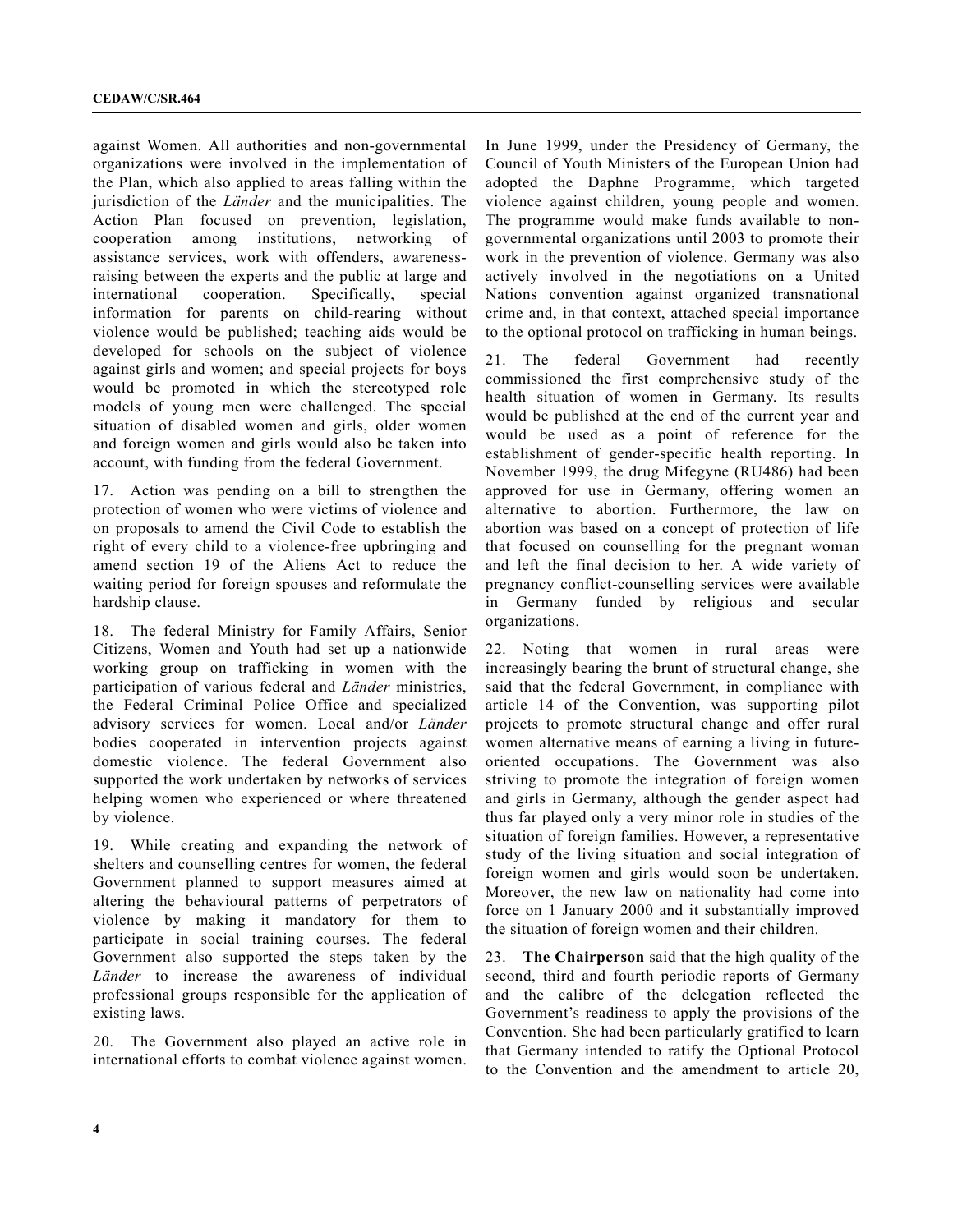against Women. All authorities and non-governmental organizations were involved in the implementation of the Plan, which also applied to areas falling within the jurisdiction of the *Länder* and the municipalities. The Action Plan focused on prevention, legislation, cooperation among institutions, networking of assistance services, work with offenders, awareness-raising between the experts and the public at large and international cooperation. Specifically, special information for parents on child-rearing without violence would be published; teaching aids would be developed for schools on the subject of violence against girls and women; and special projects for boys would be promoted in which the stereotyped role models of young men were challenged. The special situation of disabled women and girls, older women and foreign women and girls would also be taken into account, with funding from the federal Government.

17. Action was pending on a bill to strengthen the protection of women who were victims of violence and on proposals to amend the Civil Code to establish the right of every child to a violence-free upbringing and amend section 19 of the Aliens Act to reduce the waiting period for foreign spouses and reformulate the hardship clause.

18. The federal Ministry for Family Affairs, Senior Citizens, Women and Youth had set up a nationwide working group on trafficking in women with the participation of various federal and *Länder* ministries, the Federal Criminal Police Office and specialized advisory services for women. Local and/or *Länder* bodies cooperated in intervention projects against domestic violence. The federal Government also supported the work undertaken by networks of services helping women who experienced or where threatened by violence.

19. While creating and expanding the network of shelters and counselling centres for women, the federal Government planned to support measures aimed at altering the behavioural patterns of perpetrators of violence by making it mandatory for them to participate in social training courses. The federal Government also supported the steps taken by the *Länder* to increase the awareness of individual professional groups responsible for the application of existing laws.

20. The Government also played an active role in international efforts to combat violence against women. In June 1999, under the Presidency of Germany, the Council of Youth Ministers of the European Union had adopted the Daphne Programme, which targeted violence against children, young people and women. The programme would make funds available to non-governmental organizations until 2003 to promote their work in the prevention of violence. Germany was also actively involved in the negotiations on a United Nations convention against organized transnational crime and, in that context, attached special importance to the optional protocol on trafficking in human beings.

21. The federal Government had recently commissioned the first comprehensive study of the health situation of women in Germany. Its results would be published at the end of the current year and would be used as a point of reference for the establishment of gender-specific health reporting. In November 1999, the drug Mifegyne (RU486) had been approved for use in Germany, offering women an alternative to abortion. Furthermore, the law on abortion was based on a concept of protection of life that focused on counselling for the pregnant woman and left the final decision to her. A wide variety of pregnancy conflict-counselling services were available in Germany funded by religious and secular organizations.

22. Noting that women in rural areas were increasingly bearing the brunt of structural change, she said that the federal Government, in compliance with article 14 of the Convention, was supporting pilot projects to promote structural change and offer rural women alternative means of earning a living in future-oriented occupations. The Government was also striving to promote the integration of foreign women and girls in Germany, although the gender aspect had thus far played only a very minor role in studies of the situation of foreign families. However, a representative study of the living situation and social integration of foreign women and girls would soon be undertaken. Moreover, the new law on nationality had come into force on 1 January 2000 and it substantially improved the situation of foreign women and their children.

23. **The Chairperson** said that the high quality of the second, third and fourth periodic reports of Germany and the calibre of the delegation reflected the Government's readiness to apply the provisions of the Convention. She had been particularly gratified to learn that Germany intended to ratify the Optional Protocol to the Convention and the amendment to article 20,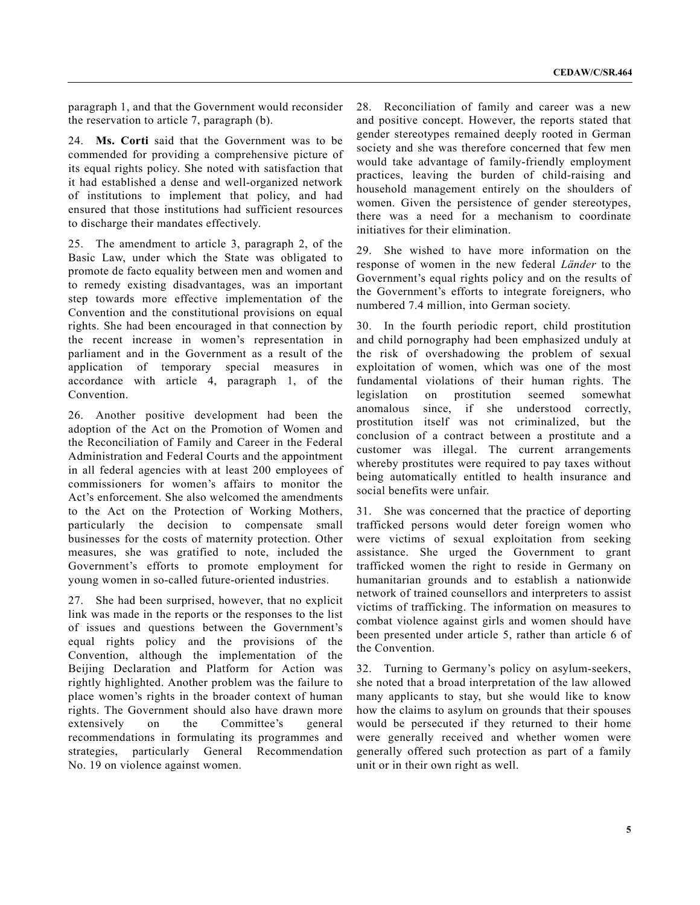paragraph 1, and that the Government would reconsider the reservation to article 7, paragraph (b).

24. **Ms. Corti** said that the Government was to be commended for providing a comprehensive picture of its equal rights policy. She noted with satisfaction that it had established a dense and well-organized network of institutions to implement that policy, and had ensured that those institutions had sufficient resources to discharge their mandates effectively.

25. The amendment to article 3, paragraph 2, of the Basic Law, under which the State was obligated to promote de facto equality between men and women and to remedy existing disadvantages, was an important step towards more effective implementation of the Convention and the constitutional provisions on equal rights. She had been encouraged in that connection by the recent increase in women's representation in parliament and in the Government as a result of the application of temporary special measures in accordance with article 4, paragraph 1, of the Convention.

26. Another positive development had been the adoption of the Act on the Promotion of Women and the Reconciliation of Family and Career in the Federal Administration and Federal Courts and the appointment in all federal agencies with at least 200 employees of commissioners for women's affairs to monitor the Act's enforcement. She also welcomed the amendments to the Act on the Protection of Working Mothers, particularly the decision to compensate small businesses for the costs of maternity protection. Other measures, she was gratified to note, included the Government's efforts to promote employment for young women in so-called future-oriented industries.

27. She had been surprised, however, that no explicit link was made in the reports or the responses to the list of issues and questions between the Government's equal rights policy and the provisions of the Convention, although the implementation of the Beijing Declaration and Platform for Action was rightly highlighted. Another problem was the failure to place women's rights in the broader context of human rights. The Government should also have drawn more extensively on the Committee's general recommendations in formulating its programmes and strategies, particularly General Recommendation No. 19 on violence against women.

28. Reconciliation of family and career was a new and positive concept. However, the reports stated that gender stereotypes remained deeply rooted in German society and she was therefore concerned that few men would take advantage of family-friendly employment practices, leaving the burden of child-raising and household management entirely on the shoulders of women. Given the persistence of gender stereotypes, there was a need for a mechanism to coordinate initiatives for their elimination.

29. She wished to have more information on the response of women in the new federal *Länder* to the Government's equal rights policy and on the results of the Government's efforts to integrate foreigners, who numbered 7.4 million, into German society.

30. In the fourth periodic report, child prostitution and child pornography had been emphasized unduly at the risk of overshadowing the problem of sexual exploitation of women, which was one of the most fundamental violations of their human rights. The legislation on prostitution seemed somewhat anomalous since, if she understood correctly, prostitution itself was not criminalized, but the conclusion of a contract between a prostitute and a customer was illegal. The current arrangements whereby prostitutes were required to pay taxes without being automatically entitled to health insurance and social benefits were unfair.

31. She was concerned that the practice of deporting trafficked persons would deter foreign women who were victims of sexual exploitation from seeking assistance. She urged the Government to grant trafficked women the right to reside in Germany on humanitarian grounds and to establish a nationwide network of trained counsellors and interpreters to assist victims of trafficking. The information on measures to combat violence against girls and women should have been presented under article 5, rather than article 6 of the Convention.

32. Turning to Germany's policy on asylum-seekers, she noted that a broad interpretation of the law allowed many applicants to stay, but she would like to know how the claims to asylum on grounds that their spouses would be persecuted if they returned to their home were generally received and whether women were generally offered such protection as part of a family unit or in their own right as well.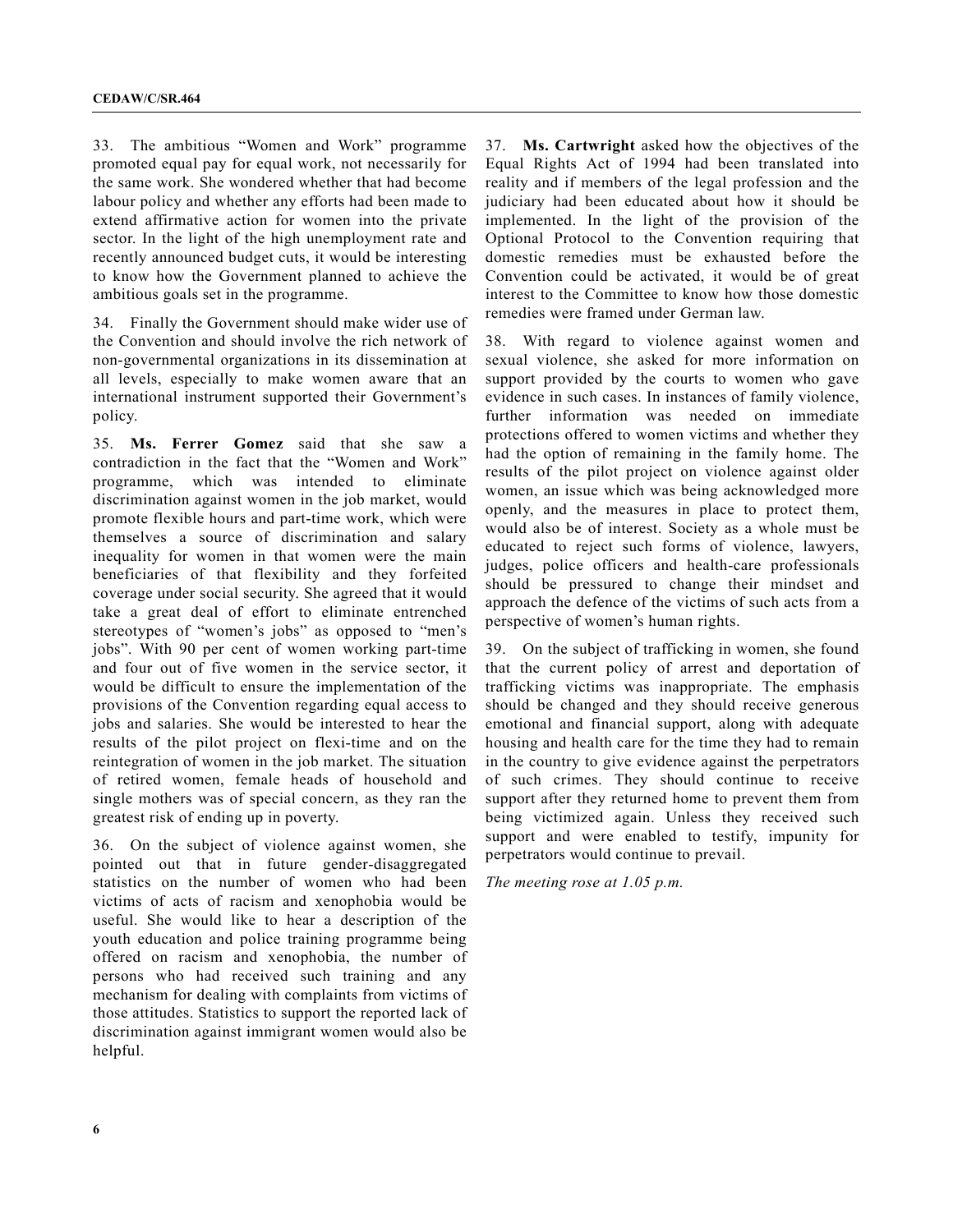33. The ambitious "Women and Work" programme promoted equal pay for equal work, not necessarily for the same work. She wondered whether that had become labour policy and whether any efforts had been made to extend affirmative action for women into the private sector. In the light of the high unemployment rate and recently announced budget cuts, it would be interesting to know how the Government planned to achieve the ambitious goals set in the programme.

34. Finally the Government should make wider use of the Convention and should involve the rich network of non-governmental organizations in its dissemination at all levels, especially to make women aware that an international instrument supported their Government's policy.

35. **Ms. Ferrer Gomez** said that she saw a contradiction in the fact that the "Women and Work" programme, which was intended to eliminate discrimination against women in the job market, would promote flexible hours and part-time work, which were themselves a source of discrimination and salary inequality for women in that women were the main beneficiaries of that flexibility and they forfeited coverage under social security. She agreed that it would take a great deal of effort to eliminate entrenched stereotypes of "women's jobs" as opposed to "men's jobs". With 90 per cent of women working part-time and four out of five women in the service sector, it would be difficult to ensure the implementation of the provisions of the Convention regarding equal access to jobs and salaries. She would be interested to hear the results of the pilot project on flexi-time and on the reintegration of women in the job market. The situation of retired women, female heads of household and single mothers was of special concern, as they ran the greatest risk of ending up in poverty.

36. On the subject of violence against women, she pointed out that in future gender-disaggregated statistics on the number of women who had been victims of acts of racism and xenophobia would be useful. She would like to hear a description of the youth education and police training programme being offered on racism and xenophobia, the number of persons who had received such training and any mechanism for dealing with complaints from victims of those attitudes. Statistics to support the reported lack of discrimination against immigrant women would also be helpful.

37. **Ms. Cartwright** asked how the objectives of the Equal Rights Act of 1994 had been translated into reality and if members of the legal profession and the judiciary had been educated about how it should be implemented. In the light of the provision of the Optional Protocol to the Convention requiring that domestic remedies must be exhausted before the Convention could be activated, it would be of great interest to the Committee to know how those domestic remedies were framed under German law.

38. With regard to violence against women and sexual violence, she asked for more information on support provided by the courts to women who gave evidence in such cases. In instances of family violence, further information was needed on immediate protections offered to women victims and whether they had the option of remaining in the family home. The results of the pilot project on violence against older women, an issue which was being acknowledged more openly, and the measures in place to protect them, would also be of interest. Society as a whole must be educated to reject such forms of violence, lawyers, judges, police officers and health-care professionals should be pressured to change their mindset and approach the defence of the victims of such acts from a perspective of women's human rights.

39. On the subject of trafficking in women, she found that the current policy of arrest and deportation of trafficking victims was inappropriate. The emphasis should be changed and they should receive generous emotional and financial support, along with adequate housing and health care for the time they had to remain in the country to give evidence against the perpetrators of such crimes. They should continue to receive support after they returned home to prevent them from being victimized again. Unless they received such support and were enabled to testify, impunity for perpetrators would continue to prevail.

*The meeting rose at 1.05 p.m.*